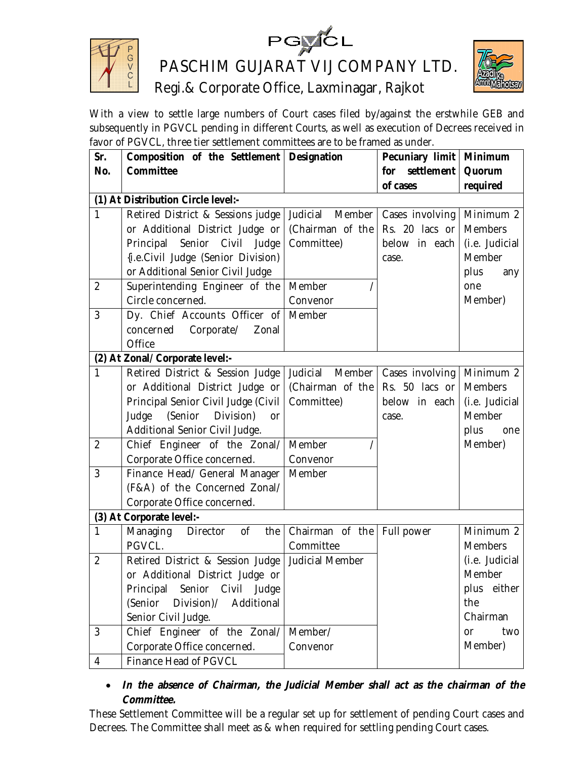# PASCHIM GUJARAT VIJ COMPANY LTD.

## Regi.& Corporate Office, Laxminagar, Rajkot

With a view to settle large numbers of Court cases filed by/against the erstwhile GEB and subsequently in PGVCL pending in different Courts, as well as execution of Decrees received in favor of PGVCL, three tier settlement committees are to be framed as under.

| Sr. No. | Composition of the Settlement Committee | Designation | Pecuniary limit for settlement of cases | Minimum Quorum required |
|---|---|---|---|---|
| **(1) At Distribution Circle level:-** | | | | |
| 1 | Retired District & Sessions judge or Additional District Judge or Principal Senior Civil Judge {i.e.Civil Judge (Senior Division) or Additional Senior Civil Judge | Judicial Member (Chairman of the Committee) | Cases involving Rs. 20 lacs or below in each case. | Minimum 2 Members (i.e. Judicial Member plus any one Member) |
| 2 | Superintending Engineer of the Circle concerned. | Member / Convenor | | |
| 3 | Dy. Chief Accounts Officer of concerned Corporate/ Zonal Office | Member | | |
| **(2) At Zonal/ Corporate level:-** | | | | |
| 1 | Retired District & Session Judge or Additional District Judge or Principal Senior Civil Judge (Civil Judge (Senior Division) or Additional Senior Civil Judge. | Judicial Member (Chairman of the Committee) | Cases involving Rs. 50 lacs or below in each case. | Minimum 2 Members (i.e. Judicial Member plus one Member) |
| 2 | Chief Engineer of the Zonal/ Corporate Office concerned. | Member / Convenor | | |
| 3 | Finance Head/ General Manager (F&A) of the Concerned Zonal/ Corporate Office concerned. | Member | | |
| **(3) At Corporate level:-** | | | | |
| 1 | Managing Director of the PGVCL. | Chairman of the Committee | Full power | Minimum 2 Members (i.e. Judicial Member plus either the Chairman or two Member) |
| 2 | Retired District & Session Judge or Additional District Judge or Principal Senior Civil Judge (Senior Division)/ Additional Senior Civil Judge. | Judicial Member | | |
| 3 | Chief Engineer of the Zonal/ Corporate Office concerned. | Member/ Convenor | | |
| 4 | Finance Head of PGVCL | | | |

- ***In the absence of Chairman, the Judicial Member shall act as the chairman of the Committee.***

These Settlement Committee will be a regular set up for settlement of pending Court cases and Decrees. The Committee shall meet as & when required for settling pending Court cases.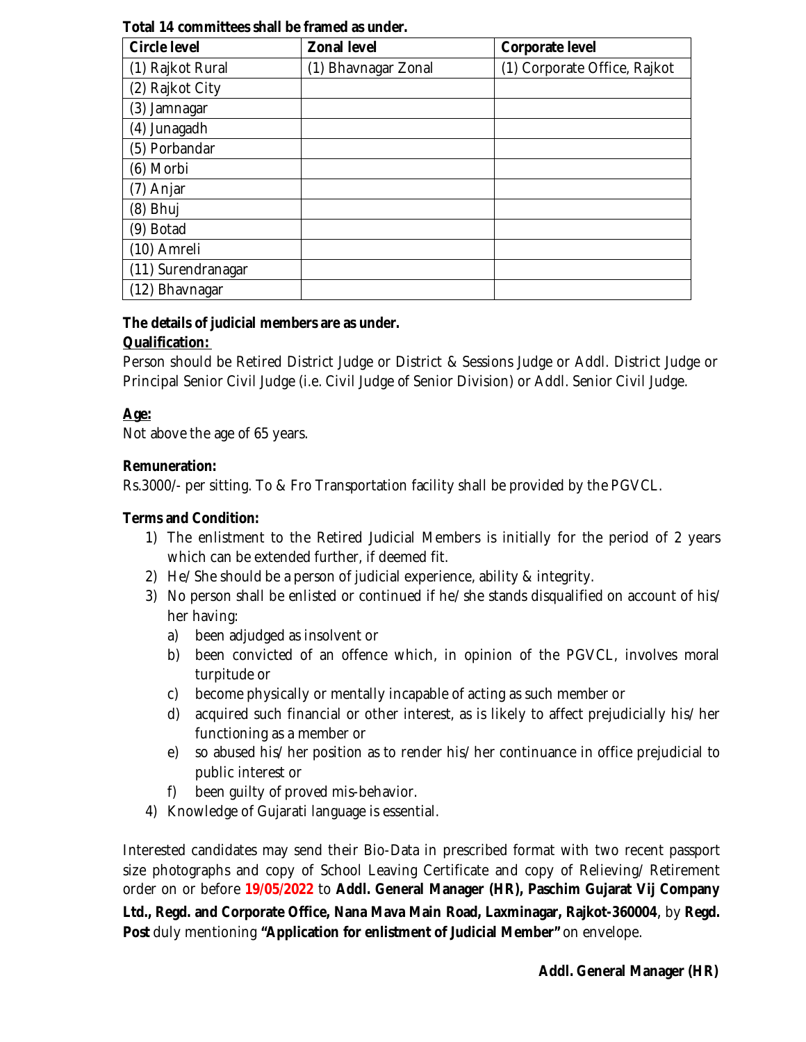**Total 14 committees shall be framed as under.**

| Circle level | Zonal level | Corporate level |
|---|---|---|
| (1) Rajkot Rural | (1) Bhavnagar Zonal | (1) Corporate Office, Rajkot |
| (2) Rajkot City | | |
| (3) Jamnagar | | |
| (4) Junagadh | | |
| (5) Porbandar | | |
| (6) Morbi | | |
| (7) Anjar | | |
| (8) Bhuj | | |
| (9) Botad | | |
| (10) Amreli | | |
| (11) Surendranagar | | |
| (12) Bhavnagar | | |

**The details of judicial members are as under.**

**Qualification:**

Person should be Retired District Judge or District & Sessions Judge or Addl. District Judge or Principal Senior Civil Judge (i.e. Civil Judge of Senior Division) or Addl. Senior Civil Judge.

**Age:**

Not above the age of 65 years.

**Remuneration:**

Rs.3000/- per sitting. To & Fro Transportation facility shall be provided by the PGVCL.

**Terms and Condition:**

1) The enlistment to the Retired Judicial Members is initially for the period of 2 years which can be extended further, if deemed fit.
2) He/ She should be a person of judicial experience, ability & integrity.
3) No person shall be enlisted or continued if he/ she stands disqualified on account of his/ her having:
   a) been adjudged as insolvent or
   b) been convicted of an offence which, in opinion of the PGVCL, involves moral turpitude or
   c) become physically or mentally incapable of acting as such member or
   d) acquired such financial or other interest, as is likely to affect prejudicially his/ her functioning as a member or
   e) so abused his/ her position as to render his/ her continuance in office prejudicial to public interest or
   f) been guilty of proved mis-behavior.
4) Knowledge of Gujarati language is essential.

Interested candidates may send their Bio-Data in prescribed format with two recent passport size photographs and copy of School Leaving Certificate and copy of Relieving/ Retirement order on or before **19/05/2022** to **Addl. General Manager (HR), Paschim Gujarat Vij Company Ltd., Regd. and Corporate Office, Nana Mava Main Road, Laxminagar, Rajkot-360004**, by **Regd. Post** duly mentioning **"Application for enlistment of Judicial Member"** on envelope.

**Addl. General Manager (HR)**